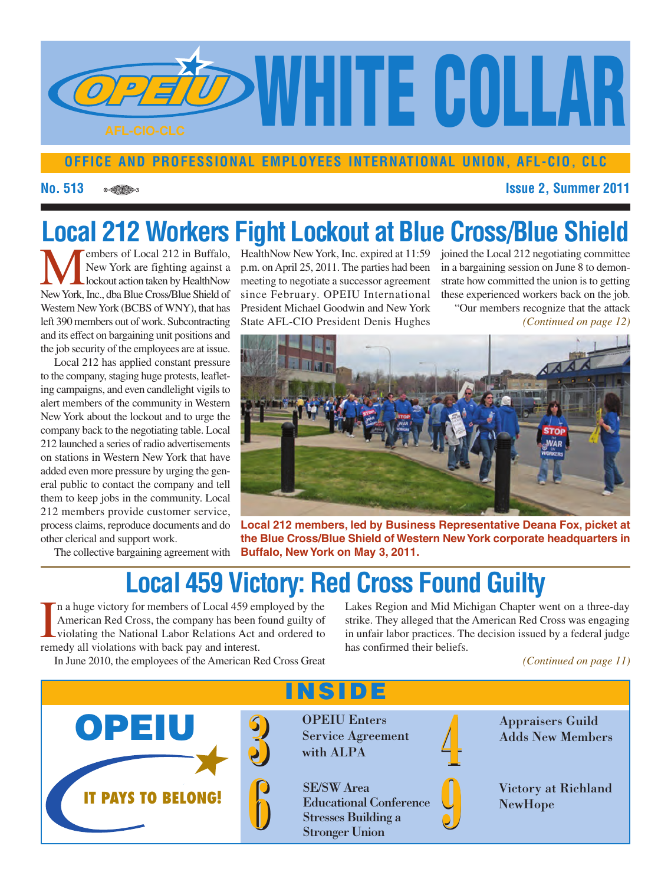# WHITE COLLAR

OPEIU AFL-CIO-CLC

**OFFICE AND PROFESSIONAL EMPLOYEES INTERNATIONAL UNION, AFL-CIO, CLC**

**No. 513** **Issue 2, Summer 2011**

## Local 212 Workers Fight Lockout at Blue Cross/Blue Shield

Members of Local 212 in Buffalo, New York are fighting against a lockout action taken by HealthNow New York, Inc., dba Blue Cross/Blue Shield of Western New York (BCBS of WNY), that has left 390 members out of work. Subcontracting and its effect on bargaining unit positions and the job security of the employees are at issue.

Local 212 has applied constant pressure to the company, staging huge protests, leafleting campaigns, and even candlelight vigils to alert members of the community in Western New York about the lockout and to urge the company back to the negotiating table. Local 212 launched a series of radio advertisements on stations in Western New York that have added even more pressure by urging the general public to contact the company and tell them to keep jobs in the community. Local 212 members provide customer service, process claims, reproduce documents and do other clerical and support work.

The collective bargaining agreement with HealthNow New York, Inc. expired at 11:59 p.m. on April 25, 2011. The parties had been meeting to negotiate a successor agreement since February. OPEIU International President Michael Goodwin and New York State AFL-CIO President Denis Hughes joined the Local 212 negotiating committee in a bargaining session on June 8 to demonstrate how committed the union is to getting these experienced workers back on the job.

"Our members recognize that the attack

*(Continued on page 12)*

**Local 212 members, led by Business Representative Deana Fox, picket at the Blue Cross/Blue Shield of Western New York corporate headquarters in Buffalo, New York on May 3, 2011.**

## Local 459 Victory: Red Cross Found Guilty

In a huge victory for members of Local 459 employed by the American Red Cross, the company has been found guilty of violating the National Labor Relations Act and ordered to remedy all violations with back pay and interest.

In June 2010, the employees of the American Red Cross Great Lakes Region and Mid Michigan Chapter went on a three-day strike. They alleged that the American Red Cross was engaging in unfair labor practices. The decision issued by a federal judge has confirmed their beliefs.

*(Continued on page 11)*

## INSIDE

**OPEIU — IT PAYS TO BELONG!**

- **3** OPEIU Enters Service Agreement with ALPA
- **4** Appraisers Guild Adds New Members
- **6** SE/SW Area Educational Conference Stresses Building a Stronger Union
- **9** Victory at Richland NewHope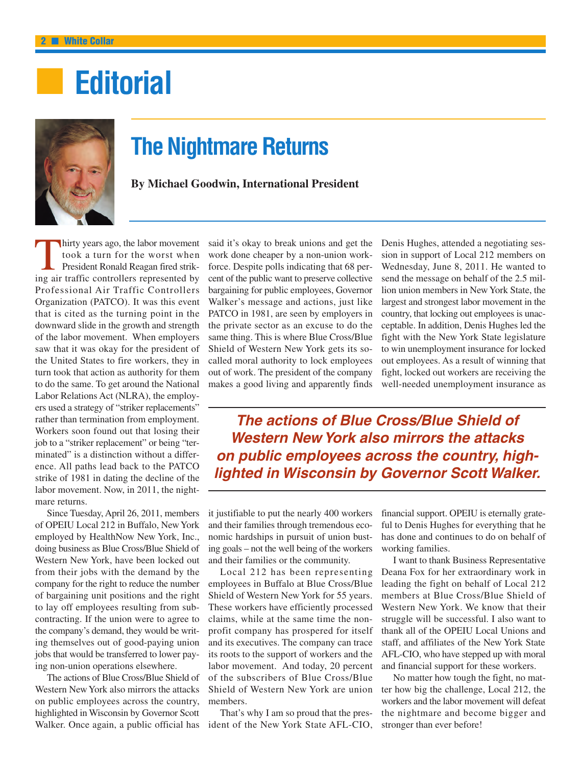# Editorial

## The Nightmare Returns

**By Michael Goodwin, International President**

Thirty years ago, the labor movement took a turn for the worst when President Ronald Reagan fired striking air traffic controllers represented by Professional Air Traffic Controllers Organization (PATCO). It was this event that is cited as the turning point in the downward slide in the growth and strength of the labor movement. When employers saw that it was okay for the president of the United States to fire workers, they in turn took that action as authority for them to do the same. To get around the National Labor Relations Act (NLRA), the employers used a strategy of "striker replacements" rather than termination from employment. Workers soon found out that losing their job to a "striker replacement" or being "terminated" is a distinction without a difference. All paths lead back to the PATCO strike of 1981 in dating the decline of the labor movement. Now, in 2011, the nightmare returns.

Since Tuesday, April 26, 2011, members of OPEIU Local 212 in Buffalo, New York employed by HealthNow New York, Inc., doing business as Blue Cross/Blue Shield of Western New York, have been locked out from their jobs with the demand by the company for the right to reduce the number of bargaining unit positions and the right to lay off employees resulting from subcontracting. If the union were to agree to the company's demand, they would be writing themselves out of good-paying union jobs that would be transferred to lower paying non-union operations elsewhere.

The actions of Blue Cross/Blue Shield of Western New York also mirrors the attacks on public employees across the country, highlighted in Wisconsin by Governor Scott Walker. Once again, a public official has said it's okay to break unions and get the work done cheaper by a non-union workforce. Despite polls indicating that 68 percent of the public want to preserve collective bargaining for public employees, Governor Walker's message and actions, just like PATCO in 1981, are seen by employers in the private sector as an excuse to do the same thing. This is where Blue Cross/Blue Shield of Western New York gets its so-called moral authority to lock employees out of work. The president of the company makes a good living and apparently finds it justifiable to put the nearly 400 workers and their families through tremendous economic hardships in pursuit of union busting goals – not the well being of the workers and their families or the community.

***The actions of Blue Cross/Blue Shield of Western New York also mirrors the attacks on public employees across the country, highlighted in Wisconsin by Governor Scott Walker.***

Local 212 has been representing employees in Buffalo at Blue Cross/Blue Shield of Western New York for 55 years. These workers have efficiently processed claims, while at the same time the nonprofit company has prospered for itself and its executives. The company can trace its roots to the support of workers and the labor movement. And today, 20 percent of the subscribers of Blue Cross/Blue Shield of Western New York are union members.

That's why I am so proud that the president of the New York State AFL-CIO, Denis Hughes, attended a negotiating session in support of Local 212 members on Wednesday, June 8, 2011. He wanted to send the message on behalf of the 2.5 million union members in New York State, the largest and strongest labor movement in the country, that locking out employees is unacceptable. In addition, Denis Hughes led the fight with the New York State legislature to win unemployment insurance for locked out employees. As a result of winning that fight, locked out workers are receiving the well-needed unemployment insurance as financial support. OPEIU is eternally grateful to Denis Hughes for everything that he has done and continues to do on behalf of working families.

I want to thank Business Representative Deana Fox for her extraordinary work in leading the fight on behalf of Local 212 members at Blue Cross/Blue Shield of Western New York. We know that their struggle will be successful. I also want to thank all of the OPEIU Local Unions and staff, and affiliates of the New York State AFL-CIO, who have stepped up with moral and financial support for these workers.

No matter how tough the fight, no matter how big the challenge, Local 212, the workers and the labor movement will defeat the nightmare and become bigger and stronger than ever before!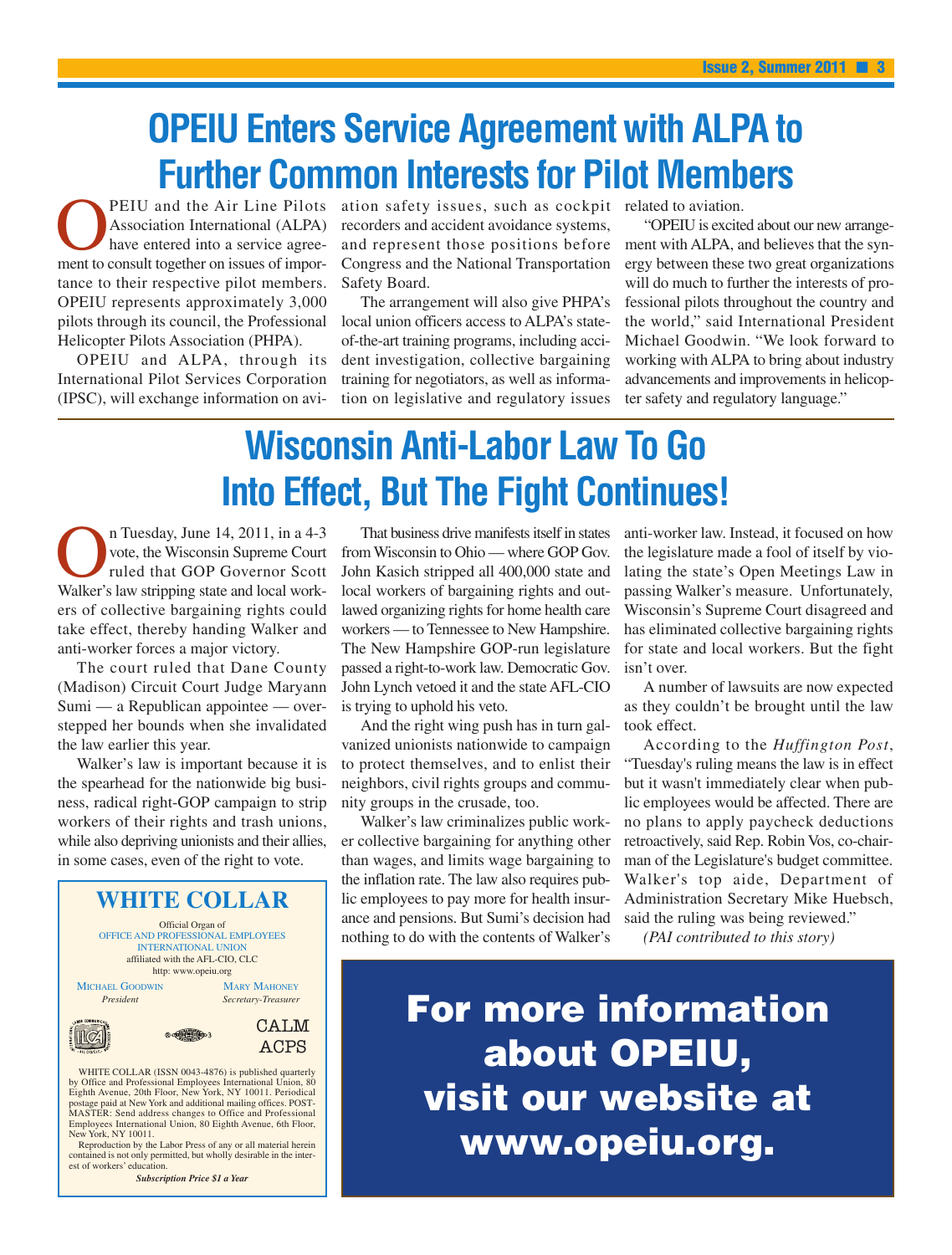# OPEIU Enters Service Agreement with ALPA to Further Common Interests for Pilot Members

OPEIU and the Air Line Pilots Association International (ALPA) have entered into a service agreement to consult together on issues of importance to their respective pilot members. OPEIU represents approximately 3,000 pilots through its council, the Professional Helicopter Pilots Association (PHPA).

OPEIU and ALPA, through its International Pilot Services Corporation (IPSC), will exchange information on aviation safety issues, such as cockpit recorders and accident avoidance systems, and represent those positions before Congress and the National Transportation Safety Board.

The arrangement will also give PHPA's local union officers access to ALPA's state-of-the-art training programs, including accident investigation, collective bargaining training for negotiators, as well as information on legislative and regulatory issues related to aviation.

"OPEIU is excited about our new arrangement with ALPA, and believes that the synergy between these two great organizations will do much to further the interests of professional pilots throughout the country and the world," said International President Michael Goodwin. "We look forward to working with ALPA to bring about industry advancements and improvements in helicopter safety and regulatory language."

# Wisconsin Anti-Labor Law To Go Into Effect, But The Fight Continues!

On Tuesday, June 14, 2011, in a 4-3 vote, the Wisconsin Supreme Court ruled that GOP Governor Scott Walker's law stripping state and local workers of collective bargaining rights could take effect, thereby handing Walker and anti-worker forces a major victory.

The court ruled that Dane County (Madison) Circuit Court Judge Maryann Sumi — a Republican appointee — overstepped her bounds when she invalidated the law earlier this year.

Walker's law is important because it is the spearhead for the nationwide big business, radical right-GOP campaign to strip workers of their rights and trash unions, while also depriving unionists and their allies, in some cases, even of the right to vote.

That business drive manifests itself in states from Wisconsin to Ohio — where GOP Gov. John Kasich stripped all 400,000 state and local workers of bargaining rights and outlawed organizing rights for home health care workers — to Tennessee to New Hampshire. The New Hampshire GOP-run legislature passed a right-to-work law. Democratic Gov. John Lynch vetoed it and the state AFL-CIO is trying to uphold his veto.

And the right wing push has in turn galvanized unionists nationwide to campaign to protect themselves, and to enlist their neighbors, civil rights groups and community groups in the crusade, too.

Walker's law criminalizes public worker collective bargaining for anything other than wages, and limits wage bargaining to the inflation rate. The law also requires public employees to pay more for health insurance and pensions. But Sumi's decision had nothing to do with the contents of Walker's anti-worker law. Instead, it focused on how the legislature made a fool of itself by violating the state's Open Meetings Law in passing Walker's measure. Unfortunately, Wisconsin's Supreme Court disagreed and has eliminated collective bargaining rights for state and local workers. But the fight isn't over.

A number of lawsuits are now expected as they couldn't be brought until the law took effect.

According to the *Huffington Post*, "Tuesday's ruling means the law is in effect but it wasn't immediately clear when public employees would be affected. There are no plans to apply paycheck deductions retroactively, said Rep. Robin Vos, co-chairman of the Legislature's budget committee. Walker's top aide, Department of Administration Secretary Mike Huebsch, said the ruling was being reviewed."

*(PAI contributed to this story)*

## WHITE COLLAR

Official Organ of
OFFICE AND PROFESSIONAL EMPLOYEES INTERNATIONAL UNION
affiliated with the AFL-CIO, CLC
http: www.opeiu.org

Michael Goodwin, *President*
Mary Mahoney, *Secretary-Treasurer*

CALM
ACPS

WHITE COLLAR (ISSN 0043-4876) is published quarterly by Office and Professional Employees International Union, 80 Eighth Avenue, 20th Floor, New York, NY 10011. Periodical postage paid at New York and additional mailing offices. POSTMASTER: Send address changes to Office and Professional Employees International Union, 80 Eighth Avenue, 6th Floor, New York, NY 10011.

Reproduction by the Labor Press of any or all material herein contained is not only permitted, but wholly desirable in the interest of workers' education.

***Subscription Price $1 a Year***

**For more information about OPEIU, visit our website at www.opeiu.org.**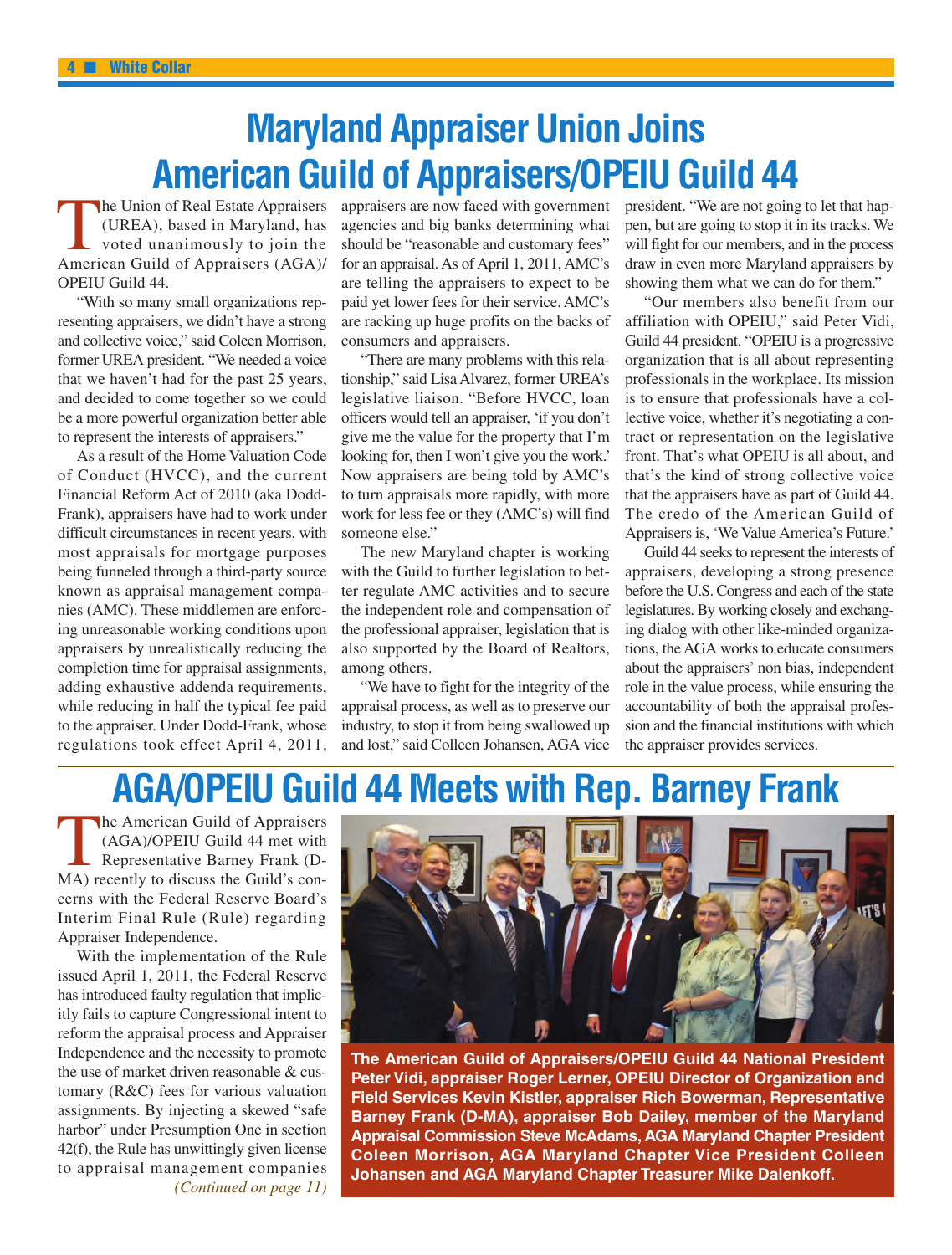# Maryland Appraiser Union Joins American Guild of Appraisers/OPEIU Guild 44

The Union of Real Estate Appraisers (UREA), based in Maryland, has voted unanimously to join the American Guild of Appraisers (AGA)/ OPEIU Guild 44.

"With so many small organizations representing appraisers, we didn't have a strong and collective voice," said Coleen Morrison, former UREA president. "We needed a voice that we haven't had for the past 25 years, and decided to come together so we could be a more powerful organization better able to represent the interests of appraisers."

As a result of the Home Valuation Code of Conduct (HVCC), and the current Financial Reform Act of 2010 (aka Dodd-Frank), appraisers have had to work under difficult circumstances in recent years, with most appraisals for mortgage purposes being funneled through a third-party source known as appraisal management companies (AMC). These middlemen are enforcing unreasonable working conditions upon appraisers by unrealistically reducing the completion time for appraisal assignments, adding exhaustive addenda requirements, while reducing in half the typical fee paid to the appraiser. Under Dodd-Frank, whose regulations took effect April 4, 2011, appraisers are now faced with government agencies and big banks determining what should be "reasonable and customary fees" for an appraisal. As of April 1, 2011, AMC's are telling the appraisers to expect to be paid yet lower fees for their service. AMC's are racking up huge profits on the backs of consumers and appraisers.

"There are many problems with this relationship," said Lisa Alvarez, former UREA's legislative liaison. "Before HVCC, loan officers would tell an appraiser, 'if you don't give me the value for the property that I'm looking for, then I won't give you the work.' Now appraisers are being told by AMC's to turn appraisals more rapidly, with more work for less fee or they (AMC's) will find someone else."

The new Maryland chapter is working with the Guild to further legislation to better regulate AMC activities and to secure the independent role and compensation of the professional appraiser, legislation that is also supported by the Board of Realtors, among others.

"We have to fight for the integrity of the appraisal process, as well as to preserve our industry, to stop it from being swallowed up and lost," said Colleen Johansen, AGA vice president. "We are not going to let that happen, but are going to stop it in its tracks. We will fight for our members, and in the process draw in even more Maryland appraisers by showing them what we can do for them."

"Our members also benefit from our affiliation with OPEIU," said Peter Vidi, Guild 44 president. "OPEIU is a progressive organization that is all about representing professionals in the workplace. Its mission is to ensure that professionals have a collective voice, whether it's negotiating a contract or representation on the legislative front. That's what OPEIU is all about, and that's the kind of strong collective voice that the appraisers have as part of Guild 44. The credo of the American Guild of Appraisers is, 'We Value America's Future.'

Guild 44 seeks to represent the interests of appraisers, developing a strong presence before the U.S. Congress and each of the state legislatures. By working closely and exchanging dialog with other like-minded organizations, the AGA works to educate consumers about the appraisers' non bias, independent role in the value process, while ensuring the accountability of both the appraisal profession and the financial institutions with which the appraiser provides services.

# AGA/OPEIU Guild 44 Meets with Rep. Barney Frank

The American Guild of Appraisers (AGA)/OPEIU Guild 44 met with Representative Barney Frank (D-MA) recently to discuss the Guild's concerns with the Federal Reserve Board's Interim Final Rule (Rule) regarding Appraiser Independence.

With the implementation of the Rule issued April 1, 2011, the Federal Reserve has introduced faulty regulation that implicitly fails to capture Congressional intent to reform the appraisal process and Appraiser Independence and the necessity to promote the use of market driven reasonable & customary (R&C) fees for various valuation assignments. By injecting a skewed "safe harbor" under Presumption One in section 42(f), the Rule has unwittingly given license to appraisal management companies

*(Continued on page 11)*

**The American Guild of Appraisers/OPEIU Guild 44 National President Peter Vidi, appraiser Roger Lerner, OPEIU Director of Organization and Field Services Kevin Kistler, appraiser Rich Bowerman, Representative Barney Frank (D-MA), appraiser Bob Dailey, member of the Maryland Appraisal Commission Steve McAdams, AGA Maryland Chapter President Coleen Morrison, AGA Maryland Chapter Vice President Colleen Johansen and AGA Maryland Chapter Treasurer Mike Dalenkoff.**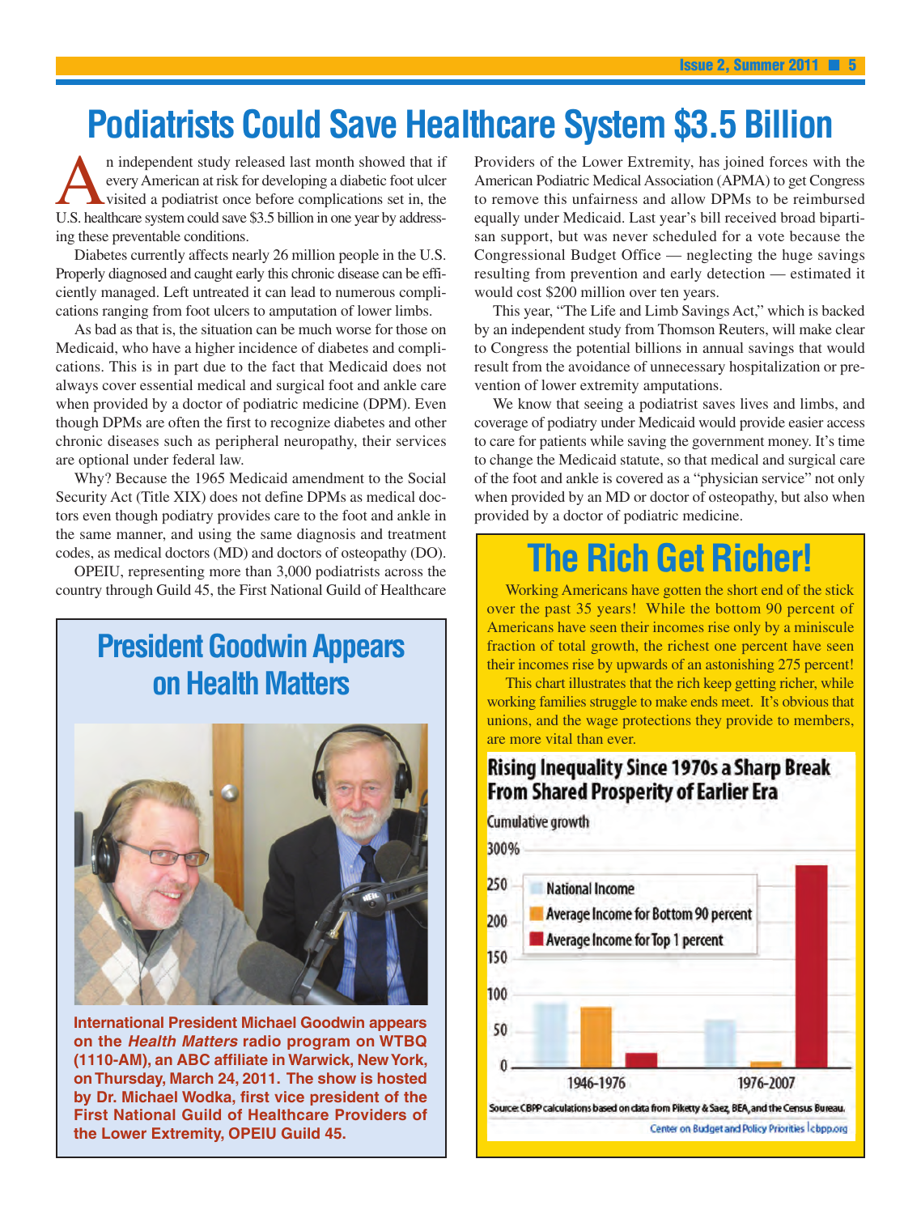# Podiatrists Could Save Healthcare System $3.5 Billion

An independent study released last month showed that if every American at risk for developing a diabetic foot ulcer visited a podiatrist once before complications set in, the U.S. healthcare system could save $3.5 billion in one year by addressing these preventable conditions.

Diabetes currently affects nearly 26 million people in the U.S. Properly diagnosed and caught early this chronic disease can be efficiently managed. Left untreated it can lead to numerous complications ranging from foot ulcers to amputation of lower limbs.

As bad as that is, the situation can be much worse for those on Medicaid, who have a higher incidence of diabetes and complications. This is in part due to the fact that Medicaid does not always cover essential medical and surgical foot and ankle care when provided by a doctor of podiatric medicine (DPM). Even though DPMs are often the first to recognize diabetes and other chronic diseases such as peripheral neuropathy, their services are optional under federal law.

Why? Because the 1965 Medicaid amendment to the Social Security Act (Title XIX) does not define DPMs as medical doctors even though podiatry provides care to the foot and ankle in the same manner, and using the same diagnosis and treatment codes, as medical doctors (MD) and doctors of osteopathy (DO).

OPEIU, representing more than 3,000 podiatrists across the country through Guild 45, the First National Guild of Healthcare Providers of the Lower Extremity, has joined forces with the American Podiatric Medical Association (APMA) to get Congress to remove this unfairness and allow DPMs to be reimbursed equally under Medicaid. Last year's bill received broad bipartisan support, but was never scheduled for a vote because the Congressional Budget Office — neglecting the huge savings resulting from prevention and early detection — estimated it would cost $200 million over ten years.

This year, "The Life and Limb Savings Act," which is backed by an independent study from Thomson Reuters, will make clear to Congress the potential billions in annual savings that would result from the avoidance of unnecessary hospitalization or prevention of lower extremity amputations.

We know that seeing a podiatrist saves lives and limbs, and coverage of podiatry under Medicaid would provide easier access to care for patients while saving the government money. It's time to change the Medicaid statute, so that medical and surgical care of the foot and ankle is covered as a "physician service" not only when provided by an MD or doctor of osteopathy, but also when provided by a doctor of podiatric medicine.

## President Goodwin Appears on Health Matters

**International President Michael Goodwin appears on the *Health Matters* radio program on WTBQ (1110-AM), an ABC affiliate in Warwick, New York, on Thursday, March 24, 2011. The show is hosted by Dr. Michael Wodka, first vice president of the First National Guild of Healthcare Providers of the Lower Extremity, OPEIU Guild 45.**

## The Rich Get Richer!

Working Americans have gotten the short end of the stick over the past 35 years! While the bottom 90 percent of Americans have seen their incomes rise only by a miniscule fraction of total growth, the richest one percent have seen their incomes rise by upwards of an astonishing 275 percent!

This chart illustrates that the rich keep getting richer, while working families struggle to make ends meet. It's obvious that unions, and the wage protections they provide to members, are more vital than ever.

**Rising Inequality Since 1970s a Sharp Break From Shared Prosperity of Earlier Era**

Cumulative growth (0–300%); National Income, Average Income for Bottom 90 percent, Average Income for Top 1 percent; 1946-1976, 1976-2007

Source: CBPP calculations based on data from Piketty & Saez, BEA, and the Census Bureau.

Center on Budget and Policy Priorities | cbpp.org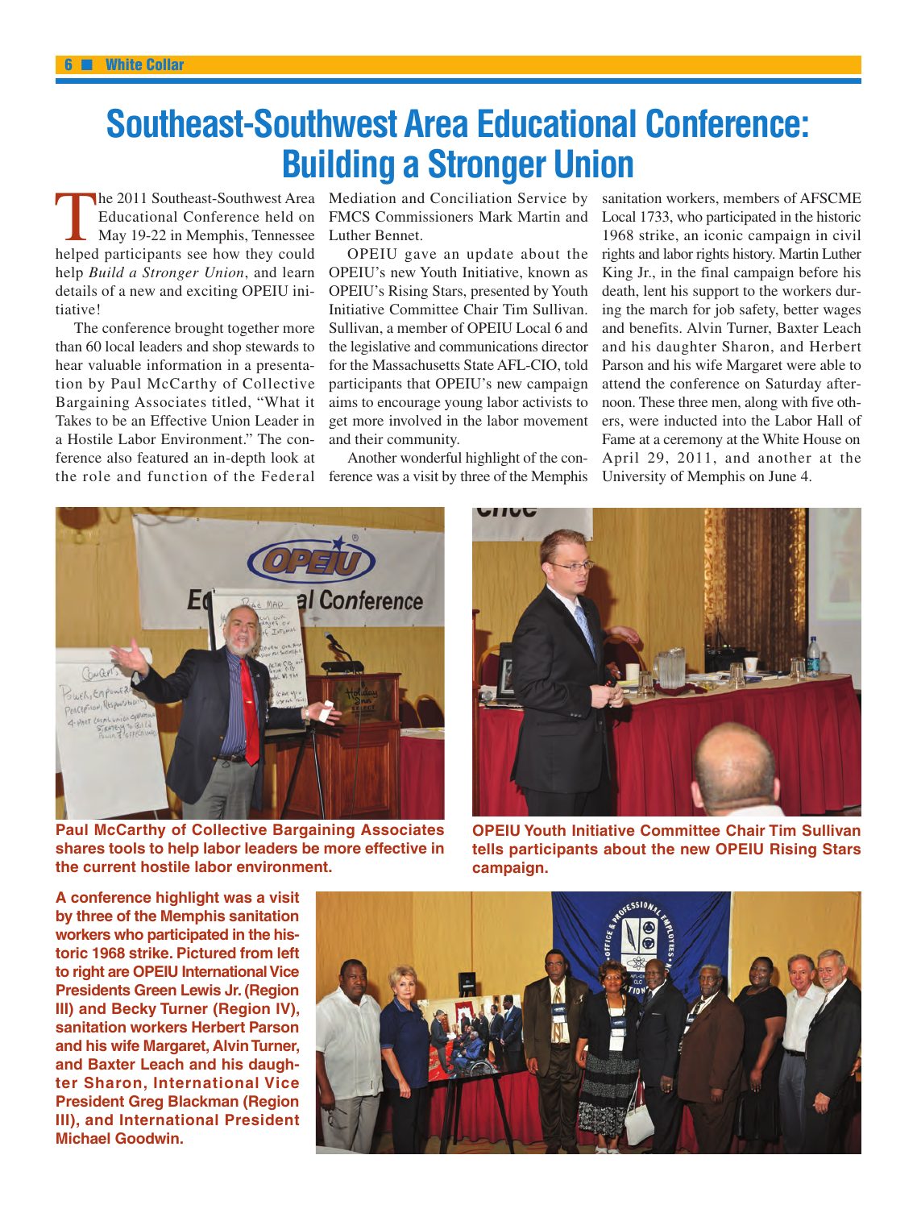# Southeast-Southwest Area Educational Conference: Building a Stronger Union

The 2011 Southeast-Southwest Area Educational Conference held on May 19-22 in Memphis, Tennessee helped participants see how they could help *Build a Stronger Union*, and learn details of a new and exciting OPEIU initiative!

The conference brought together more than 60 local leaders and shop stewards to hear valuable information in a presentation by Paul McCarthy of Collective Bargaining Associates titled, "What it Takes to be an Effective Union Leader in a Hostile Labor Environment." The conference also featured an in-depth look at the role and function of the Federal Mediation and Conciliation Service by FMCS Commissioners Mark Martin and Luther Bennet.

OPEIU gave an update about the OPEIU's new Youth Initiative, known as OPEIU's Rising Stars, presented by Youth Initiative Committee Chair Tim Sullivan. Sullivan, a member of OPEIU Local 6 and the legislative and communications director for the Massachusetts State AFL-CIO, told participants that OPEIU's new campaign aims to encourage young labor activists to get more involved in the labor movement and their community.

Another wonderful highlight of the conference was a visit by three of the Memphis sanitation workers, members of AFSCME Local 1733, who participated in the historic 1968 strike, an iconic campaign in civil rights and labor rights history. Martin Luther King Jr., in the final campaign before his death, lent his support to the workers during the march for job safety, better wages and benefits. Alvin Turner, Baxter Leach and his daughter Sharon, and Herbert Parson and his wife Margaret were able to attend the conference on Saturday afternoon. These three men, along with five others, were inducted into the Labor Hall of Fame at a ceremony at the White House on April 29, 2011, and another at the University of Memphis on June 4.

**Paul McCarthy of Collective Bargaining Associates shares tools to help labor leaders be more effective in the current hostile labor environment.**

**OPEIU Youth Initiative Committee Chair Tim Sullivan tells participants about the new OPEIU Rising Stars campaign.**

**A conference highlight was a visit by three of the Memphis sanitation workers who participated in the historic 1968 strike. Pictured from left to right are OPEIU International Vice Presidents Green Lewis Jr. (Region III) and Becky Turner (Region IV), sanitation workers Herbert Parson and his wife Margaret, Alvin Turner, and Baxter Leach and his daughter Sharon, International Vice President Greg Blackman (Region III), and International President Michael Goodwin.**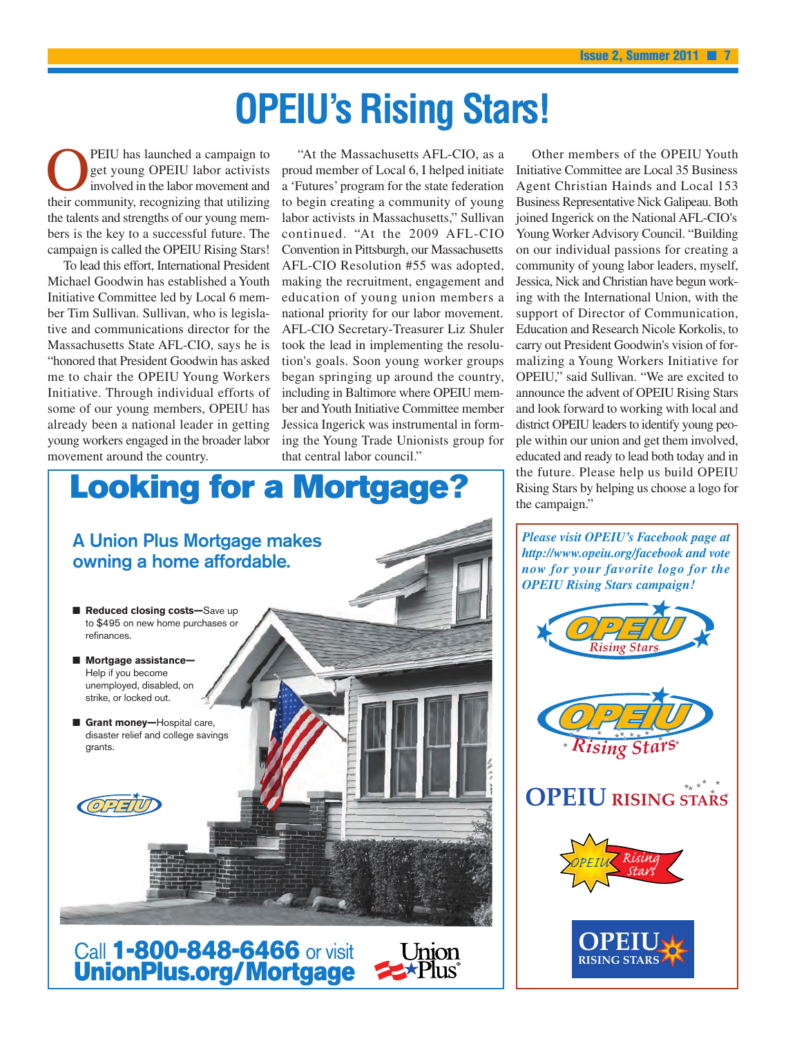# OPEIU's Rising Stars!

OPEIU has launched a campaign to get young OPEIU labor activists involved in the labor movement and their community, recognizing that utilizing the talents and strengths of our young members is the key to a successful future. The campaign is called the OPEIU Rising Stars!

To lead this effort, International President Michael Goodwin has established a Youth Initiative Committee led by Local 6 member Tim Sullivan. Sullivan, who is legislative and communications director for the Massachusetts State AFL-CIO, says he is "honored that President Goodwin has asked me to chair the OPEIU Young Workers Initiative. Through individual efforts of some of our young members, OPEIU has already been a national leader in getting young workers engaged in the broader labor movement around the country.

"At the Massachusetts AFL-CIO, as a proud member of Local 6, I helped initiate a 'Futures' program for the state federation to begin creating a community of young labor activists in Massachusetts," Sullivan continued. "At the 2009 AFL-CIO Convention in Pittsburgh, our Massachusetts AFL-CIO Resolution #55 was adopted, making the recruitment, engagement and education of young union members a national priority for our labor movement. AFL-CIO Secretary-Treasurer Liz Shuler took the lead in implementing the resolution's goals. Soon young worker groups began springing up around the country, including in Baltimore where OPEIU member and Youth Initiative Committee member Jessica Ingerick was instrumental in forming the Young Trade Unionists group for that central labor council."

Other members of the OPEIU Youth Initiative Committee are Local 35 Business Agent Christian Hainds and Local 153 Business Representative Nick Galipeau. Both joined Ingerick on the National AFL-CIO's Young Worker Advisory Council. "Building on our individual passions for creating a community of young labor leaders, myself, Jessica, Nick and Christian have begun working with the International Union, with the support of Director of Communication, Education and Research Nicole Korkolis, to carry out President Goodwin's vision of formalizing a Young Workers Initiative for OPEIU," said Sullivan. "We are excited to announce the advent of OPEIU Rising Stars and look forward to working with local and district OPEIU leaders to identify young people within our union and get them involved, educated and ready to lead both today and in the future. Please help us build OPEIU Rising Stars by helping us choose a logo for the campaign."

***Please visit OPEIU's Facebook page at http://www.opeiu.org/facebook and vote now for your favorite logo for the OPEIU Rising Stars campaign!***

---

## Looking for a Mortgage?

### A Union Plus Mortgage makes owning a home affordable.

- **Reduced closing costs—**Save up to $495 on new home purchases or refinances.
- **Mortgage assistance—**Help if you become unemployed, disabled, on strike, or locked out.
- **Grant money—**Hospital care, disaster relief and college savings grants.

Call **1-800-848-6466** or visit **UnionPlus.org/Mortgage**

Union Plus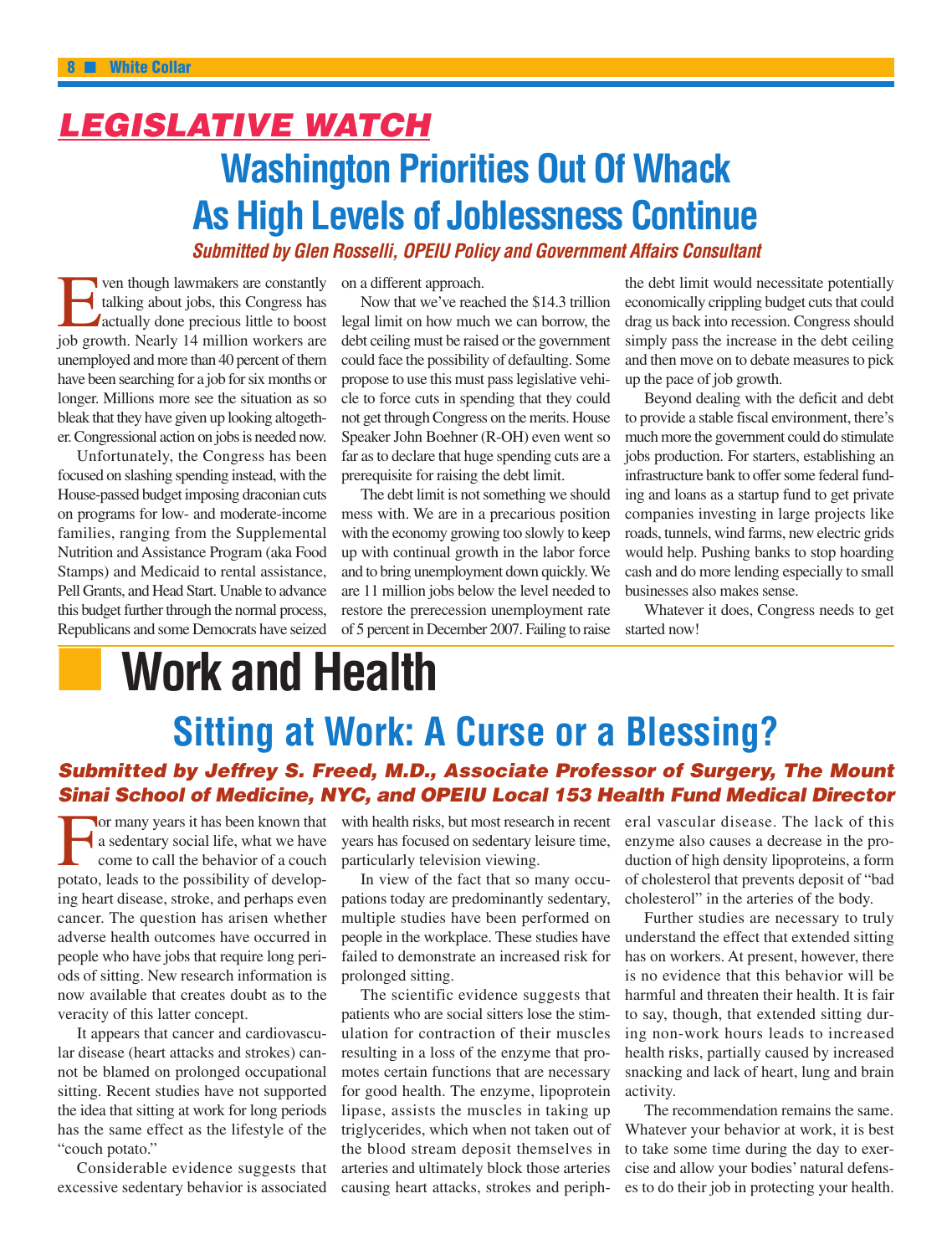## LEGISLATIVE WATCH

# Washington Priorities Out Of Whack As High Levels of Joblessness Continue

***Submitted by Glen Rosselli, OPEIU Policy and Government Affairs Consultant***

Even though lawmakers are constantly talking about jobs, this Congress has actually done precious little to boost job growth. Nearly 14 million workers are unemployed and more than 40 percent of them have been searching for a job for six months or longer. Millions more see the situation as so bleak that they have given up looking altogether. Congressional action on jobs is needed now.

Unfortunately, the Congress has been focused on slashing spending instead, with the House-passed budget imposing draconian cuts on programs for low- and moderate-income families, ranging from the Supplemental Nutrition and Assistance Program (aka Food Stamps) and Medicaid to rental assistance, Pell Grants, and Head Start. Unable to advance this budget further through the normal process, Republicans and some Democrats have seized on a different approach.

Now that we've reached the $14.3 trillion legal limit on how much we can borrow, the debt ceiling must be raised or the government could face the possibility of defaulting. Some propose to use this must pass legislative vehicle to force cuts in spending that they could not get through Congress on the merits. House Speaker John Boehner (R-OH) even went so far as to declare that huge spending cuts are a prerequisite for raising the debt limit.

The debt limit is not something we should mess with. We are in a precarious position with the economy growing too slowly to keep up with continual growth in the labor force and to bring unemployment down quickly. We are 11 million jobs below the level needed to restore the prerecession unemployment rate of 5 percent in December 2007. Failing to raise the debt limit would necessitate potentially economically crippling budget cuts that could drag us back into recession. Congress should simply pass the increase in the debt ceiling and then move on to debate measures to pick up the pace of job growth.

Beyond dealing with the deficit and debt to provide a stable fiscal environment, there's much more the government could do stimulate jobs production. For starters, establishing an infrastructure bank to offer some federal funding and loans as a startup fund to get private companies investing in large projects like roads, tunnels, wind farms, new electric grids would help. Pushing banks to stop hoarding cash and do more lending especially to small businesses also makes sense.

Whatever it does, Congress needs to get started now!

# Work and Health

## Sitting at Work: A Curse or a Blessing?

***Submitted by Jeffrey S. Freed, M.D., Associate Professor of Surgery, The Mount Sinai School of Medicine, NYC, and OPEIU Local 153 Health Fund Medical Director***

For many years it has been known that a sedentary social life, what we have come to call the behavior of a couch potato, leads to the possibility of developing heart disease, stroke, and perhaps even cancer. The question has arisen whether adverse health outcomes have occurred in people who have jobs that require long periods of sitting. New research information is now available that creates doubt as to the veracity of this latter concept.

It appears that cancer and cardiovascular disease (heart attacks and strokes) cannot be blamed on prolonged occupational sitting. Recent studies have not supported the idea that sitting at work for long periods has the same effect as the lifestyle of the "couch potato."

Considerable evidence suggests that excessive sedentary behavior is associated with health risks, but most research in recent years has focused on sedentary leisure time, particularly television viewing.

In view of the fact that so many occupations today are predominantly sedentary, multiple studies have been performed on people in the workplace. These studies have failed to demonstrate an increased risk for prolonged sitting.

The scientific evidence suggests that patients who are social sitters lose the stimulation for contraction of their muscles resulting in a loss of the enzyme that promotes certain functions that are necessary for good health. The enzyme, lipoprotein lipase, assists the muscles in taking up triglycerides, which when not taken out of the blood stream deposit themselves in arteries and ultimately block those arteries causing heart attacks, strokes and peripheral vascular disease. The lack of this enzyme also causes a decrease in the production of high density lipoproteins, a form of cholesterol that prevents deposit of "bad cholesterol" in the arteries of the body.

Further studies are necessary to truly understand the effect that extended sitting has on workers. At present, however, there is no evidence that this behavior will be harmful and threaten their health. It is fair to say, though, that extended sitting during non-work hours leads to increased health risks, partially caused by increased snacking and lack of heart, lung and brain activity.

The recommendation remains the same. Whatever your behavior at work, it is best to take some time during the day to exercise and allow your bodies' natural defenses to do their job in protecting your health.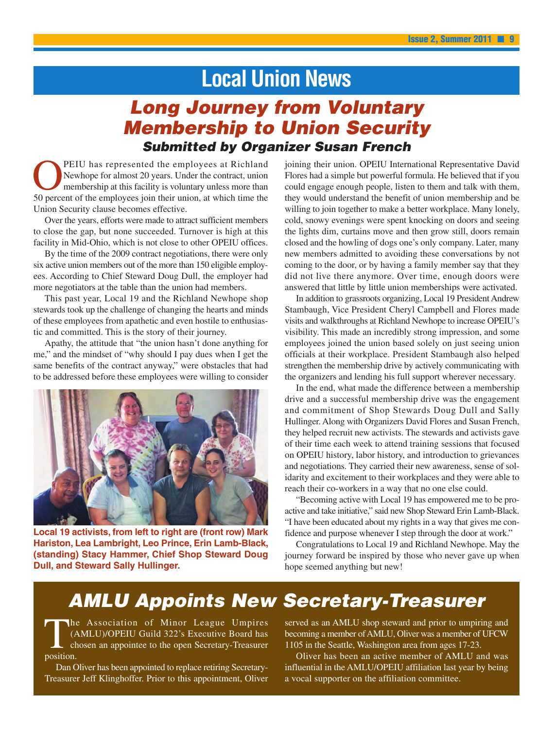# Local Union News

## *Long Journey from Voluntary Membership to Union Security*

### *Submitted by Organizer Susan French*

OPEIU has represented the employees at Richland Newhope for almost 20 years. Under the contract, union membership at this facility is voluntary unless more than 50 percent of the employees join their union, at which time the Union Security clause becomes effective.

Over the years, efforts were made to attract sufficient members to close the gap, but none succeeded. Turnover is high at this facility in Mid-Ohio, which is not close to other OPEIU offices.

By the time of the 2009 contract negotiations, there were only six active union members out of the more than 150 eligible employees. According to Chief Steward Doug Dull, the employer had more negotiators at the table than the union had members.

This past year, Local 19 and the Richland Newhope shop stewards took up the challenge of changing the hearts and minds of these employees from apathetic and even hostile to enthusiastic and committed. This is the story of their journey.

Apathy, the attitude that "the union hasn't done anything for me," and the mindset of "why should I pay dues when I get the same benefits of the contract anyway," were obstacles that had to be addressed before these employees were willing to consider joining their union. OPEIU International Representative David Flores had a simple but powerful formula. He believed that if you could engage enough people, listen to them and talk with them, they would understand the benefit of union membership and be willing to join together to make a better workplace. Many lonely, cold, snowy evenings were spent knocking on doors and seeing the lights dim, curtains move and then grow still, doors remain closed and the howling of dogs one's only company. Later, many new members admitted to avoiding these conversations by not coming to the door, or by having a family member say that they did not live there anymore. Over time, enough doors were answered that little by little union memberships were activated.

**Local 19 activists, from left to right are (front row) Mark Hariston, Lea Lambright, Leo Prince, Erin Lamb-Black, (standing) Stacy Hammer, Chief Shop Steward Doug Dull, and Steward Sally Hullinger.**

In addition to grassroots organizing, Local 19 President Andrew Stambaugh, Vice President Cheryl Campbell and Flores made visits and walkthroughs at Richland Newhope to increase OPEIU's visibility. This made an incredibly strong impression, and some employees joined the union based solely on just seeing union officials at their workplace. President Stambaugh also helped strengthen the membership drive by actively communicating with the organizers and lending his full support wherever necessary.

In the end, what made the difference between a membership drive and a successful membership drive was the engagement and commitment of Shop Stewards Doug Dull and Sally Hullinger. Along with Organizers David Flores and Susan French, they helped recruit new activists. The stewards and activists gave of their time each week to attend training sessions that focused on OPEIU history, labor history, and introduction to grievances and negotiations. They carried their new awareness, sense of solidarity and excitement to their workplaces and they were able to reach their co-workers in a way that no one else could.

"Becoming active with Local 19 has empowered me to be proactive and take initiative," said new Shop Steward Erin Lamb-Black. "I have been educated about my rights in a way that gives me confidence and purpose whenever I step through the door at work."

Congratulations to Local 19 and Richland Newhope. May the journey forward be inspired by those who never gave up when hope seemed anything but new!

## *AMLU Appoints New Secretary-Treasurer*

The Association of Minor League Umpires (AMLU)/OPEIU Guild 322's Executive Board has chosen an appointee to the open Secretary-Treasurer position.

Dan Oliver has been appointed to replace retiring Secretary-Treasurer Jeff Klinghoffer. Prior to this appointment, Oliver served as an AMLU shop steward and prior to umpiring and becoming a member of AMLU, Oliver was a member of UFCW 1105 in the Seattle, Washington area from ages 17-23.

Oliver has been an active member of AMLU and was influential in the AMLU/OPEIU affiliation last year by being a vocal supporter on the affiliation committee.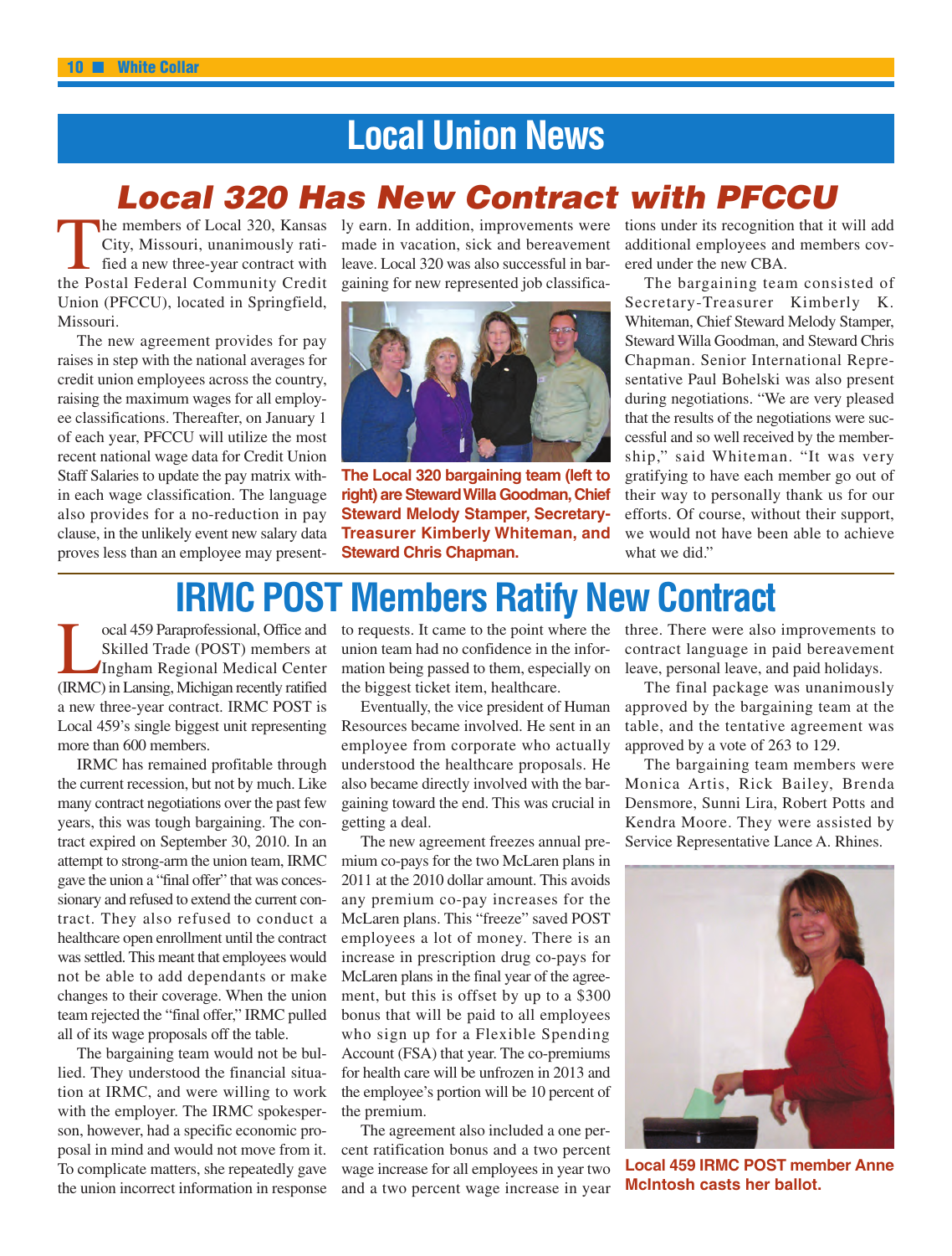# Local Union News

## Local 320 Has New Contract with PFCCU

The members of Local 320, Kansas City, Missouri, unanimously ratified a new three-year contract with the Postal Federal Community Credit Union (PFCCU), located in Springfield, Missouri.

The new agreement provides for pay raises in step with the national averages for credit union employees across the country, raising the maximum wages for all employee classifications. Thereafter, on January 1 of each year, PFCCU will utilize the most recent national wage data for Credit Union Staff Salaries to update the pay matrix within each wage classification. The language also provides for a no-reduction in pay clause, in the unlikely event new salary data proves less than an employee may presently earn. In addition, improvements were made in vacation, sick and bereavement leave. Local 320 was also successful in bargaining for new represented job classifications under its recognition that it will add additional employees and members covered under the new CBA.

The Local 320 bargaining team (left to right) are Steward Willa Goodman, Chief Steward Melody Stamper, Secretary-Treasurer Kimberly Whiteman, and Steward Chris Chapman.

The bargaining team consisted of Secretary-Treasurer Kimberly K. Whiteman, Chief Steward Melody Stamper, Steward Willa Goodman, and Steward Chris Chapman. Senior International Representative Paul Bohelski was also present during negotiations. "We are very pleased that the results of the negotiations were successful and so well received by the membership," said Whiteman. "It was very gratifying to have each member go out of their way to personally thank us for our efforts. Of course, without their support, we would not have been able to achieve what we did."

## IRMC POST Members Ratify New Contract

Local 459 Paraprofessional, Office and Skilled Trade (POST) members at Ingham Regional Medical Center (IRMC) in Lansing, Michigan recently ratified a new three-year contract. IRMC POST is Local 459's single biggest unit representing more than 600 members.

IRMC has remained profitable through the current recession, but not by much. Like many contract negotiations over the past few years, this was tough bargaining. The contract expired on September 30, 2010. In an attempt to strong-arm the union team, IRMC gave the union a "final offer" that was concessionary and refused to extend the current contract. They also refused to conduct a healthcare open enrollment until the contract was settled. This meant that employees would not be able to add dependants or make changes to their coverage. When the union team rejected the "final offer," IRMC pulled all of its wage proposals off the table.

The bargaining team would not be bullied. They understood the financial situation at IRMC, and were willing to work with the employer. The IRMC spokesperson, however, had a specific economic proposal in mind and would not move from it. To complicate matters, she repeatedly gave the union incorrect information in response to requests. It came to the point where the union team had no confidence in the information being passed to them, especially on the biggest ticket item, healthcare.

Eventually, the vice president of Human Resources became involved. He sent in an employee from corporate who actually understood the healthcare proposals. He also became directly involved with the bargaining toward the end. This was crucial in getting a deal.

The new agreement freezes annual premium co-pays for the two McLaren plans in 2011 at the 2010 dollar amount. This avoids any premium co-pay increases for the McLaren plans. This "freeze" saved POST employees a lot of money. There is an increase in prescription drug co-pays for McLaren plans in the final year of the agreement, but this is offset by up to a $300 bonus that will be paid to all employees who sign up for a Flexible Spending Account (FSA) that year. The co-premiums for health care will be unfrozen in 2013 and the employee's portion will be 10 percent of the premium.

The agreement also included a one percent ratification bonus and a two percent wage increase for all employees in year two and a two percent wage increase in year three. There were also improvements to contract language in paid bereavement leave, personal leave, and paid holidays.

The final package was unanimously approved by the bargaining team at the table, and the tentative agreement was approved by a vote of 263 to 129.

The bargaining team members were Monica Artis, Rick Bailey, Brenda Densmore, Sunni Lira, Robert Potts and Kendra Moore. They were assisted by Service Representative Lance A. Rhines.

Local 459 IRMC POST member Anne McIntosh casts her ballot.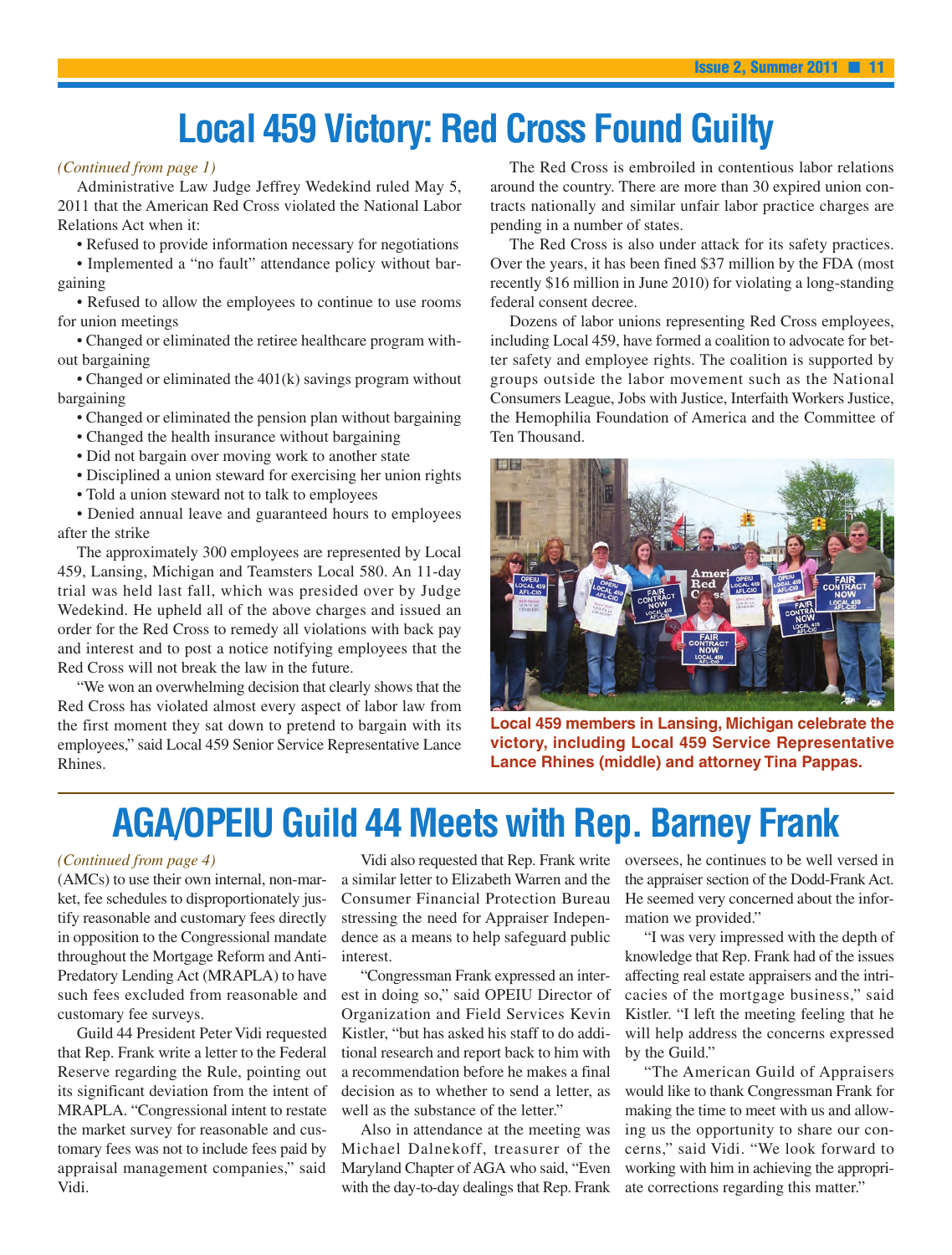# Local 459 Victory: Red Cross Found Guilty

*(Continued from page 1)*

Administrative Law Judge Jeffrey Wedekind ruled May 5, 2011 that the American Red Cross violated the National Labor Relations Act when it:

- Refused to provide information necessary for negotiations
- Implemented a "no fault" attendance policy without bargaining
- Refused to allow the employees to continue to use rooms for union meetings
- Changed or eliminated the retiree healthcare program without bargaining
- Changed or eliminated the 401(k) savings program without bargaining
- Changed or eliminated the pension plan without bargaining
- Changed the health insurance without bargaining
- Did not bargain over moving work to another state
- Disciplined a union steward for exercising her union rights
- Told a union steward not to talk to employees
- Denied annual leave and guaranteed hours to employees after the strike

The approximately 300 employees are represented by Local 459, Lansing, Michigan and Teamsters Local 580. An 11-day trial was held last fall, which was presided over by Judge Wedekind. He upheld all of the above charges and issued an order for the Red Cross to remedy all violations with back pay and interest and to post a notice notifying employees that the Red Cross will not break the law in the future.

"We won an overwhelming decision that clearly shows that the Red Cross has violated almost every aspect of labor law from the first moment they sat down to pretend to bargain with its employees," said Local 459 Senior Service Representative Lance Rhines.

The Red Cross is embroiled in contentious labor relations around the country. There are more than 30 expired union contracts nationally and similar unfair labor practice charges are pending in a number of states.

The Red Cross is also under attack for its safety practices. Over the years, it has been fined $37 million by the FDA (most recently $16 million in June 2010) for violating a long-standing federal consent decree.

Dozens of labor unions representing Red Cross employees, including Local 459, have formed a coalition to advocate for better safety and employee rights. The coalition is supported by groups outside the labor movement such as the National Consumers League, Jobs with Justice, Interfaith Workers Justice, the Hemophilia Foundation of America and the Committee of Ten Thousand.

**Local 459 members in Lansing, Michigan celebrate the victory, including Local 459 Service Representative Lance Rhines (middle) and attorney Tina Pappas.**

# AGA/OPEIU Guild 44 Meets with Rep. Barney Frank

*(Continued from page 4)*

(AMCs) to use their own internal, non-market, fee schedules to disproportionately justify reasonable and customary fees directly in opposition to the Congressional mandate throughout the Mortgage Reform and Anti-Predatory Lending Act (MRAPLA) to have such fees excluded from reasonable and customary fee surveys.

Guild 44 President Peter Vidi requested that Rep. Frank write a letter to the Federal Reserve regarding the Rule, pointing out its significant deviation from the intent of MRAPLA. "Congressional intent to restate the market survey for reasonable and customary fees was not to include fees paid by appraisal management companies," said Vidi.

Vidi also requested that Rep. Frank write a similar letter to Elizabeth Warren and the Consumer Financial Protection Bureau stressing the need for Appraiser Independence as a means to help safeguard public interest.

"Congressman Frank expressed an interest in doing so," said OPEIU Director of Organization and Field Services Kevin Kistler, "but has asked his staff to do additional research and report back to him with a recommendation before he makes a final decision as to whether to send a letter, as well as the substance of the letter."

Also in attendance at the meeting was Michael Dalnekoff, treasurer of the Maryland Chapter of AGA who said, "Even with the day-to-day dealings that Rep. Frank oversees, he continues to be well versed in the appraiser section of the Dodd-Frank Act. He seemed very concerned about the information we provided."

"I was very impressed with the depth of knowledge that Rep. Frank had of the issues affecting real estate appraisers and the intricacies of the mortgage business," said Kistler. "I left the meeting feeling that he will help address the concerns expressed by the Guild."

"The American Guild of Appraisers would like to thank Congressman Frank for making the time to meet with us and allowing us the opportunity to share our concerns," said Vidi. "We look forward to working with him in achieving the appropriate corrections regarding this matter."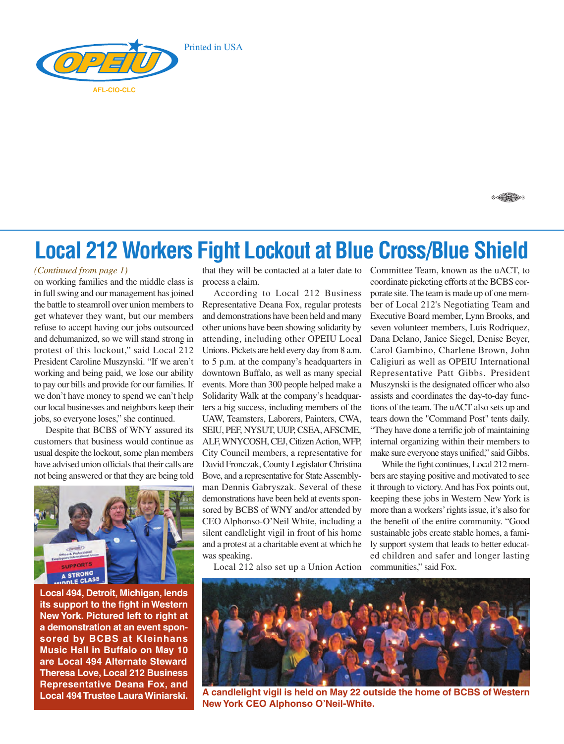OPEIU

AFL-CIO-CLC

Printed in USA

# Local 212 Workers Fight Lockout at Blue Cross/Blue Shield

*(Continued from page 1)*

on working families and the middle class is in full swing and our management has joined the battle to steamroll over union members to get whatever they want, but our members refuse to accept having our jobs outsourced and dehumanized, so we will stand strong in protest of this lockout," said Local 212 President Caroline Muszynski. "If we aren't working and being paid, we lose our ability to pay our bills and provide for our families. If we don't have money to spend we can't help our local businesses and neighbors keep their jobs, so everyone loses," she continued.

Despite that BCBS of WNY assured its customers that business would continue as usual despite the lockout, some plan members have advised union officials that their calls are not being answered or that they are being told that they will be contacted at a later date to process a claim.

According to Local 212 Business Representative Deana Fox, regular protests and demonstrations have been held and many other unions have been showing solidarity by attending, including other OPEIU Local Unions. Pickets are held every day from 8 a.m. to 5 p.m. at the company's headquarters in downtown Buffalo, as well as many special events. More than 300 people helped make a Solidarity Walk at the company's headquarters a big success, including members of the UAW, Teamsters, Laborers, Painters, CWA, SEIU, PEF, NYSUT, UUP, CSEA, AFSCME, ALF, WNYCOSH, CEJ, Citizen Action, WFP, City Council members, a representative for David Fronczak, County Legislator Christina Bove, and a representative for State Assemblyman Dennis Gabryszak. Several of these demonstrations have been held at events sponsored by BCBS of WNY and/or attended by CEO Alphonso-O'Neil White, including a silent candlelight vigil in front of his home and a protest at a charitable event at which he was speaking.

Local 212 also set up a Union Action Committee Team, known as the uACT, to coordinate picketing efforts at the BCBS corporate site. The team is made up of one member of Local 212's Negotiating Team and Executive Board member, Lynn Brooks, and seven volunteer members, Luis Rodriquez, Dana Delano, Janice Siegel, Denise Beyer, Carol Gambino, Charlene Brown, John Caligiuri as well as OPEIU International Representative Patt Gibbs. President Muszynski is the designated officer who also assists and coordinates the day-to-day functions of the team. The uACT also sets up and tears down the "Command Post" tents daily. "They have done a terrific job of maintaining internal organizing within their members to make sure everyone stays unified," said Gibbs.

While the fight continues, Local 212 members are staying positive and motivated to see it through to victory. And has Fox points out, keeping these jobs in Western New York is more than a workers' rights issue, it's also for the benefit of the entire community. "Good sustainable jobs create stable homes, a family support system that leads to better educated children and safer and longer lasting communities," said Fox.

**Local 494, Detroit, Michigan, lends its support to the fight in Western New York. Pictured left to right at a demonstration at an event sponsored by BCBS at Kleinhans Music Hall in Buffalo on May 10 are Local 494 Alternate Steward Theresa Love, Local 212 Business Representative Deana Fox, and Local 494 Trustee Laura Winiarski.**

**A candlelight vigil is held on May 22 outside the home of BCBS of Western New York CEO Alphonso O'Neil-White.**